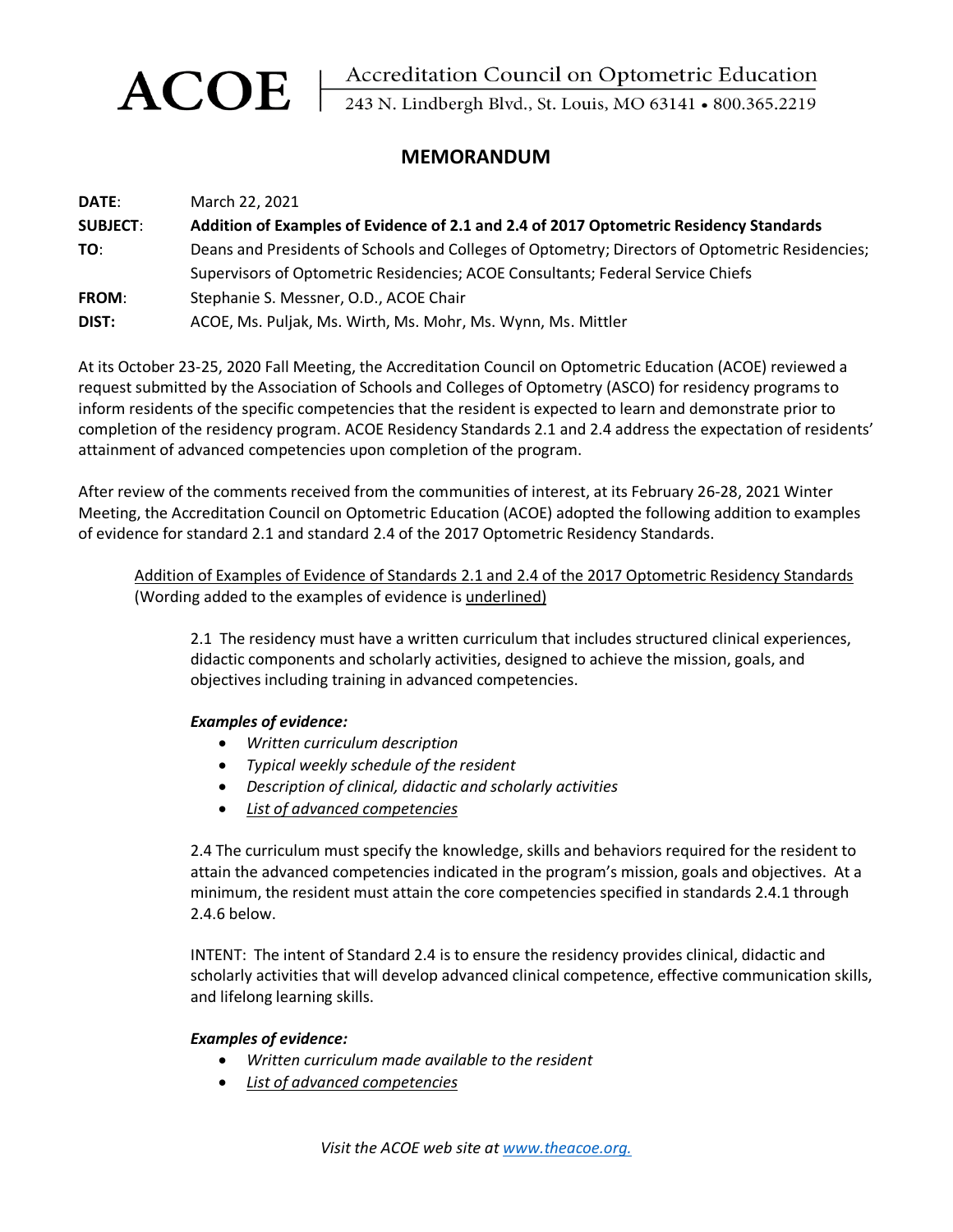**ACOE** | Accreditation Council on Optometric Education
243 N. Lindbergh Blvd., St. Louis, MO 63141 • 800.365.2219

# MEMORANDUM

**DATE**: March 22, 2021

**SUBJECT**: **Addition of Examples of Evidence of 2.1 and 2.4 of 2017 Optometric Residency Standards**

**TO**: Deans and Presidents of Schools and Colleges of Optometry; Directors of Optometric Residencies; Supervisors of Optometric Residencies; ACOE Consultants; Federal Service Chiefs

**FROM**: Stephanie S. Messner, O.D., ACOE Chair

**DIST:** ACOE, Ms. Puljak, Ms. Wirth, Ms. Mohr, Ms. Wynn, Ms. Mittler

At its October 23-25, 2020 Fall Meeting, the Accreditation Council on Optometric Education (ACOE) reviewed a request submitted by the Association of Schools and Colleges of Optometry (ASCO) for residency programs to inform residents of the specific competencies that the resident is expected to learn and demonstrate prior to completion of the residency program. ACOE Residency Standards 2.1 and 2.4 address the expectation of residents' attainment of advanced competencies upon completion of the program.

After review of the comments received from the communities of interest, at its February 26-28, 2021 Winter Meeting, the Accreditation Council on Optometric Education (ACOE) adopted the following addition to examples of evidence for standard 2.1 and standard 2.4 of the 2017 Optometric Residency Standards.

<u>Addition of Examples of Evidence of Standards 2.1 and 2.4 of the 2017 Optometric Residency Standards</u> (Wording added to the examples of evidence is <u>underlined)</u>

2.1 The residency must have a written curriculum that includes structured clinical experiences, didactic components and scholarly activities, designed to achieve the mission, goals, and objectives including training in advanced competencies.

***Examples of evidence:***

- *Written curriculum description*
- *Typical weekly schedule of the resident*
- *Description of clinical, didactic and scholarly activities*
- *<u>List of advanced competencies</u>*

2.4 The curriculum must specify the knowledge, skills and behaviors required for the resident to attain the advanced competencies indicated in the program's mission, goals and objectives. At a minimum, the resident must attain the core competencies specified in standards 2.4.1 through 2.4.6 below.

INTENT: The intent of Standard 2.4 is to ensure the residency provides clinical, didactic and scholarly activities that will develop advanced clinical competence, effective communication skills, and lifelong learning skills.

***Examples of evidence:***

- *Written curriculum made available to the resident*
- *<u>List of advanced competencies</u>*

*Visit the ACOE web site at www.theacoe.org.*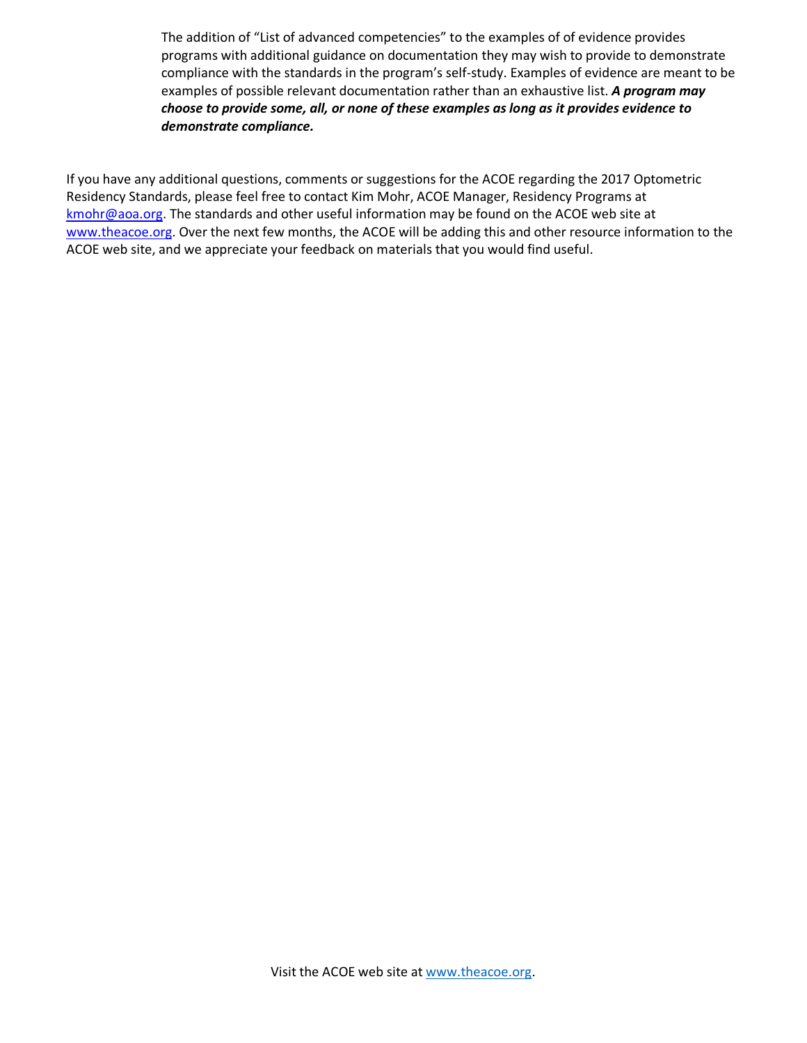The addition of "List of advanced competencies" to the examples of of evidence provides programs with additional guidance on documentation they may wish to provide to demonstrate compliance with the standards in the program's self-study. Examples of evidence are meant to be examples of possible relevant documentation rather than an exhaustive list. ***A program may choose to provide some, all, or none of these examples as long as it provides evidence to demonstrate compliance.***

If you have any additional questions, comments or suggestions for the ACOE regarding the 2017 Optometric Residency Standards, please feel free to contact Kim Mohr, ACOE Manager, Residency Programs at [kmohr@aoa.org](mailto:kmohr@aoa.org). The standards and other useful information may be found on the ACOE web site at [www.theacoe.org](http://www.theacoe.org). Over the next few months, the ACOE will be adding this and other resource information to the ACOE web site, and we appreciate your feedback on materials that you would find useful.

Visit the ACOE web site at [www.theacoe.org](http://www.theacoe.org).